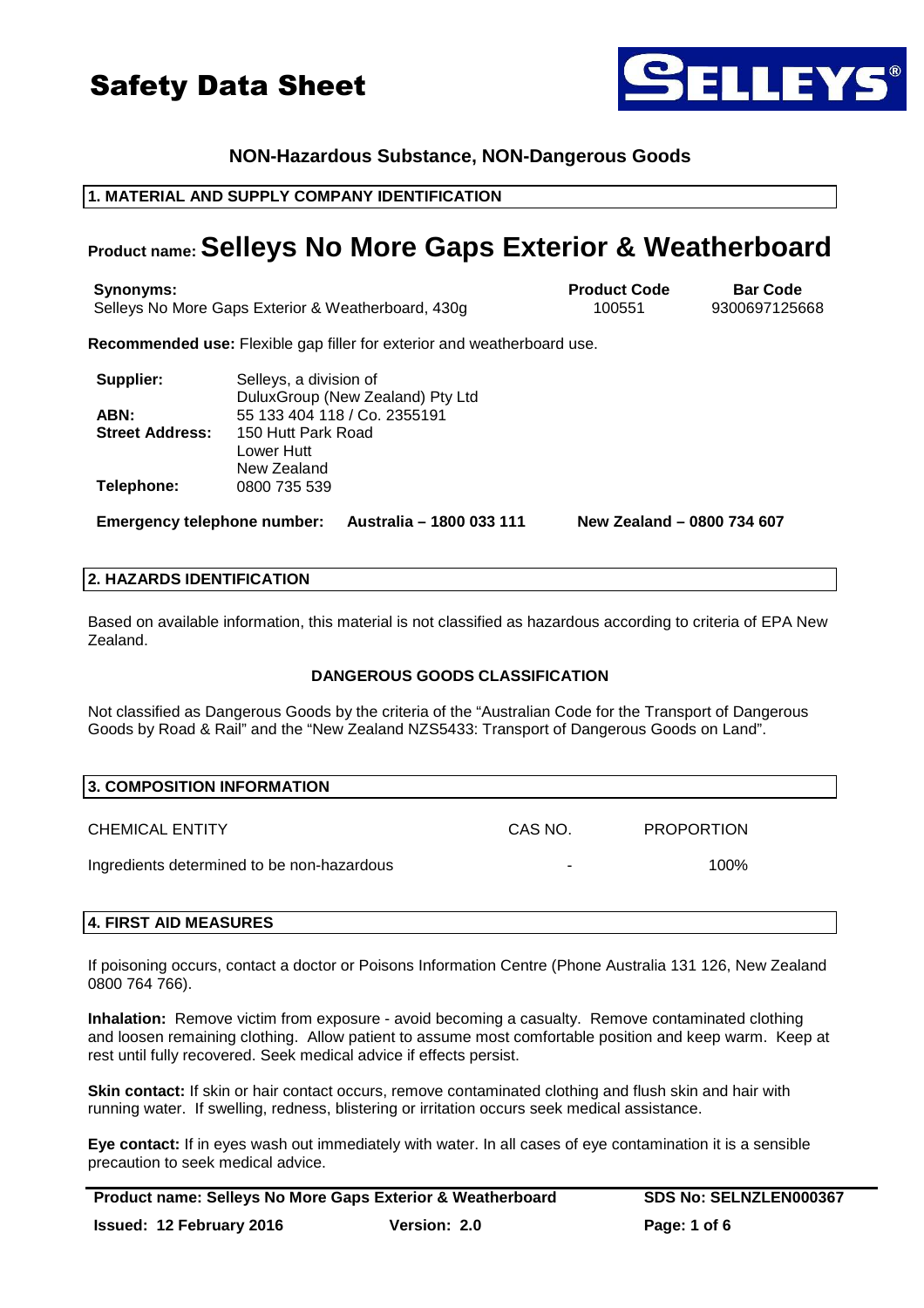# Safety Data Sheet

**NON-Hazardous Substance, NON-Dangerous Goods**

## 1. MATERIAL AND SUPPLY COMPANY IDENTIFICATION

**Product name: Selleys No More Gaps Exterior & Weatherboard**

| Synonyms: | Product Code | Bar Code |
|---|---|---|
| Selleys No More Gaps Exterior & Weatherboard, 430g | 100551 | 9300697125668 |

**Recommended use:** Flexible gap filler for exterior and weatherboard use.

**Supplier:** Selleys, a division of DuluxGroup (New Zealand) Pty Ltd
**ABN:** 55 133 404 118 / Co. 2355191
**Street Address:** 150 Hutt Park Road
Lower Hutt
New Zealand
**Telephone:** 0800 735 539

**Emergency telephone number:** **Australia – 1800 033 111** **New Zealand – 0800 734 607**

## 2. HAZARDS IDENTIFICATION

Based on available information, this material is not classified as hazardous according to criteria of EPA New Zealand.

**DANGEROUS GOODS CLASSIFICATION**

Not classified as Dangerous Goods by the criteria of the "Australian Code for the Transport of Dangerous Goods by Road & Rail" and the "New Zealand NZS5433: Transport of Dangerous Goods on Land".

## 3. COMPOSITION INFORMATION

| CHEMICAL ENTITY | CAS NO. | PROPORTION |
|---|---|---|
| Ingredients determined to be non-hazardous | - | 100% |

## 4. FIRST AID MEASURES

If poisoning occurs, contact a doctor or Poisons Information Centre (Phone Australia 131 126, New Zealand 0800 764 766).

**Inhalation:** Remove victim from exposure - avoid becoming a casualty. Remove contaminated clothing and loosen remaining clothing. Allow patient to assume most comfortable position and keep warm. Keep at rest until fully recovered. Seek medical advice if effects persist.

**Skin contact:** If skin or hair contact occurs, remove contaminated clothing and flush skin and hair with running water. If swelling, redness, blistering or irritation occurs seek medical assistance.

**Eye contact:** If in eyes wash out immediately with water. In all cases of eye contamination it is a sensible precaution to seek medical advice.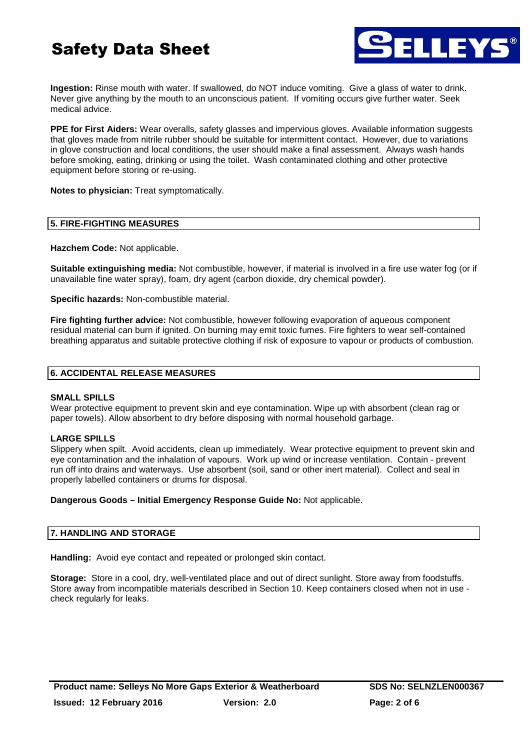**Ingestion:** Rinse mouth with water. If swallowed, do NOT induce vomiting. Give a glass of water to drink. Never give anything by the mouth to an unconscious patient. If vomiting occurs give further water. Seek medical advice.

**PPE for First Aiders:** Wear overalls, safety glasses and impervious gloves. Available information suggests that gloves made from nitrile rubber should be suitable for intermittent contact. However, due to variations in glove construction and local conditions, the user should make a final assessment. Always wash hands before smoking, eating, drinking or using the toilet. Wash contaminated clothing and other protective equipment before storing or re-using.

**Notes to physician:** Treat symptomatically.

## 5. FIRE-FIGHTING MEASURES

**Hazchem Code:** Not applicable.

**Suitable extinguishing media:** Not combustible, however, if material is involved in a fire use water fog (or if unavailable fine water spray), foam, dry agent (carbon dioxide, dry chemical powder).

**Specific hazards:** Non-combustible material.

**Fire fighting further advice:** Not combustible, however following evaporation of aqueous component residual material can burn if ignited. On burning may emit toxic fumes. Fire fighters to wear self-contained breathing apparatus and suitable protective clothing if risk of exposure to vapour or products of combustion.

## 6. ACCIDENTAL RELEASE MEASURES

**SMALL SPILLS**

Wear protective equipment to prevent skin and eye contamination. Wipe up with absorbent (clean rag or paper towels). Allow absorbent to dry before disposing with normal household garbage.

**LARGE SPILLS**

Slippery when spilt. Avoid accidents, clean up immediately. Wear protective equipment to prevent skin and eye contamination and the inhalation of vapours. Work up wind or increase ventilation. Contain - prevent run off into drains and waterways. Use absorbent (soil, sand or other inert material). Collect and seal in properly labelled containers or drums for disposal.

**Dangerous Goods – Initial Emergency Response Guide No:** Not applicable.

## 7. HANDLING AND STORAGE

**Handling:** Avoid eye contact and repeated or prolonged skin contact.

**Storage:** Store in a cool, dry, well-ventilated place and out of direct sunlight. Store away from foodstuffs. Store away from incompatible materials described in Section 10. Keep containers closed when not in use - check regularly for leaks.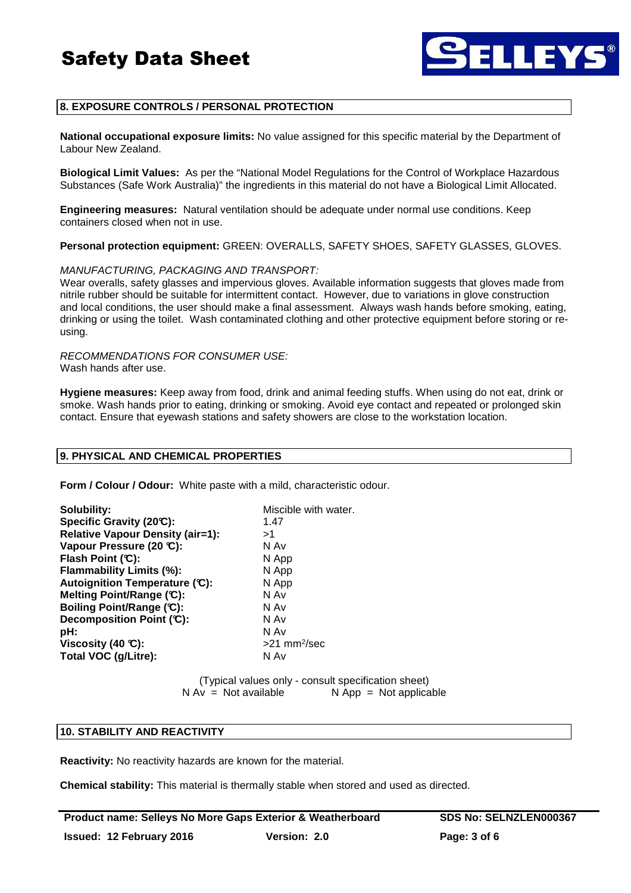## 8. EXPOSURE CONTROLS / PERSONAL PROTECTION

**National occupational exposure limits:** No value assigned for this specific material by the Department of Labour New Zealand.

**Biological Limit Values:** As per the "National Model Regulations for the Control of Workplace Hazardous Substances (Safe Work Australia)" the ingredients in this material do not have a Biological Limit Allocated.

**Engineering measures:** Natural ventilation should be adequate under normal use conditions. Keep containers closed when not in use.

**Personal protection equipment:** GREEN: OVERALLS, SAFETY SHOES, SAFETY GLASSES, GLOVES.

*MANUFACTURING, PACKAGING AND TRANSPORT:*
Wear overalls, safety glasses and impervious gloves. Available information suggests that gloves made from nitrile rubber should be suitable for intermittent contact. However, due to variations in glove construction and local conditions, the user should make a final assessment. Always wash hands before smoking, eating, drinking or using the toilet. Wash contaminated clothing and other protective equipment before storing or re-using.

*RECOMMENDATIONS FOR CONSUMER USE:*
Wash hands after use.

**Hygiene measures:** Keep away from food, drink and animal feeding stuffs. When using do not eat, drink or smoke. Wash hands prior to eating, drinking or smoking. Avoid eye contact and repeated or prolonged skin contact. Ensure that eyewash stations and safety showers are close to the workstation location.

## 9. PHYSICAL AND CHEMICAL PROPERTIES

**Form / Colour / Odour:** White paste with a mild, characteristic odour.

| | |
|---|---|
| **Solubility:** | Miscible with water. |
| **Specific Gravity (20°C):** | 1.47 |
| **Relative Vapour Density (air=1):** | >1 |
| **Vapour Pressure (20 °C):** | N Av |
| **Flash Point (°C):** | N App |
| **Flammability Limits (%):** | N App |
| **Autoignition Temperature (°C):** | N App |
| **Melting Point/Range (°C):** | N Av |
| **Boiling Point/Range (°C):** | N Av |
| **Decomposition Point (°C):** | N Av |
| **pH:** | N Av |
| **Viscosity (40 °C):** | >21 $mm^2$/sec |
| **Total VOC (g/Litre):** | N Av |

(Typical values only - consult specification sheet)
N Av = Not available        N App = Not applicable

## 10. STABILITY AND REACTIVITY

**Reactivity:** No reactivity hazards are known for the material.

**Chemical stability:** This material is thermally stable when stored and used as directed.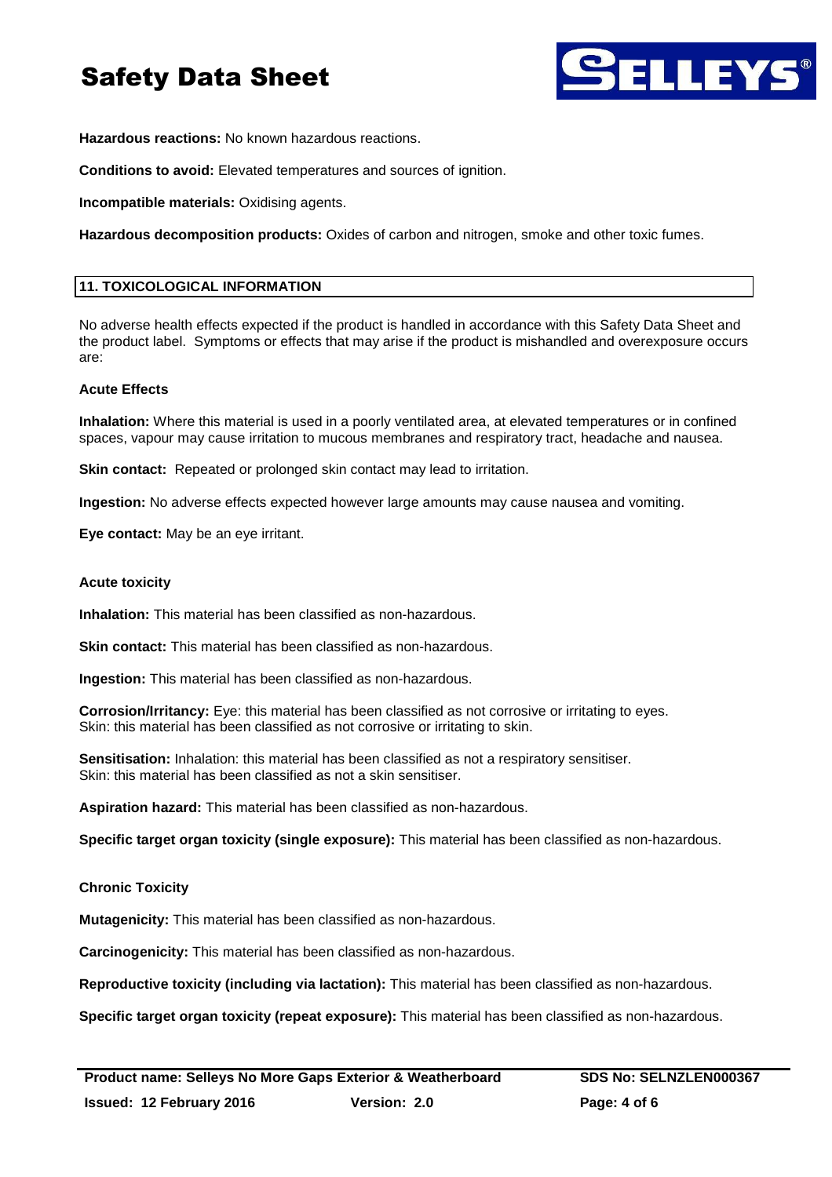**Hazardous reactions:** No known hazardous reactions.

**Conditions to avoid:** Elevated temperatures and sources of ignition.

**Incompatible materials:** Oxidising agents.

**Hazardous decomposition products:** Oxides of carbon and nitrogen, smoke and other toxic fumes.

## 11. TOXICOLOGICAL INFORMATION

No adverse health effects expected if the product is handled in accordance with this Safety Data Sheet and the product label. Symptoms or effects that may arise if the product is mishandled and overexposure occurs are:

**Acute Effects**

**Inhalation:** Where this material is used in a poorly ventilated area, at elevated temperatures or in confined spaces, vapour may cause irritation to mucous membranes and respiratory tract, headache and nausea.

**Skin contact:** Repeated or prolonged skin contact may lead to irritation.

**Ingestion:** No adverse effects expected however large amounts may cause nausea and vomiting.

**Eye contact:** May be an eye irritant.

**Acute toxicity**

**Inhalation:** This material has been classified as non-hazardous.

**Skin contact:** This material has been classified as non-hazardous.

**Ingestion:** This material has been classified as non-hazardous.

**Corrosion/Irritancy:** Eye: this material has been classified as not corrosive or irritating to eyes.
Skin: this material has been classified as not corrosive or irritating to skin.

**Sensitisation:** Inhalation: this material has been classified as not a respiratory sensitiser.
Skin: this material has been classified as not a skin sensitiser.

**Aspiration hazard:** This material has been classified as non-hazardous.

**Specific target organ toxicity (single exposure):** This material has been classified as non-hazardous.

**Chronic Toxicity**

**Mutagenicity:** This material has been classified as non-hazardous.

**Carcinogenicity:** This material has been classified as non-hazardous.

**Reproductive toxicity (including via lactation):** This material has been classified as non-hazardous.

**Specific target organ toxicity (repeat exposure):** This material has been classified as non-hazardous.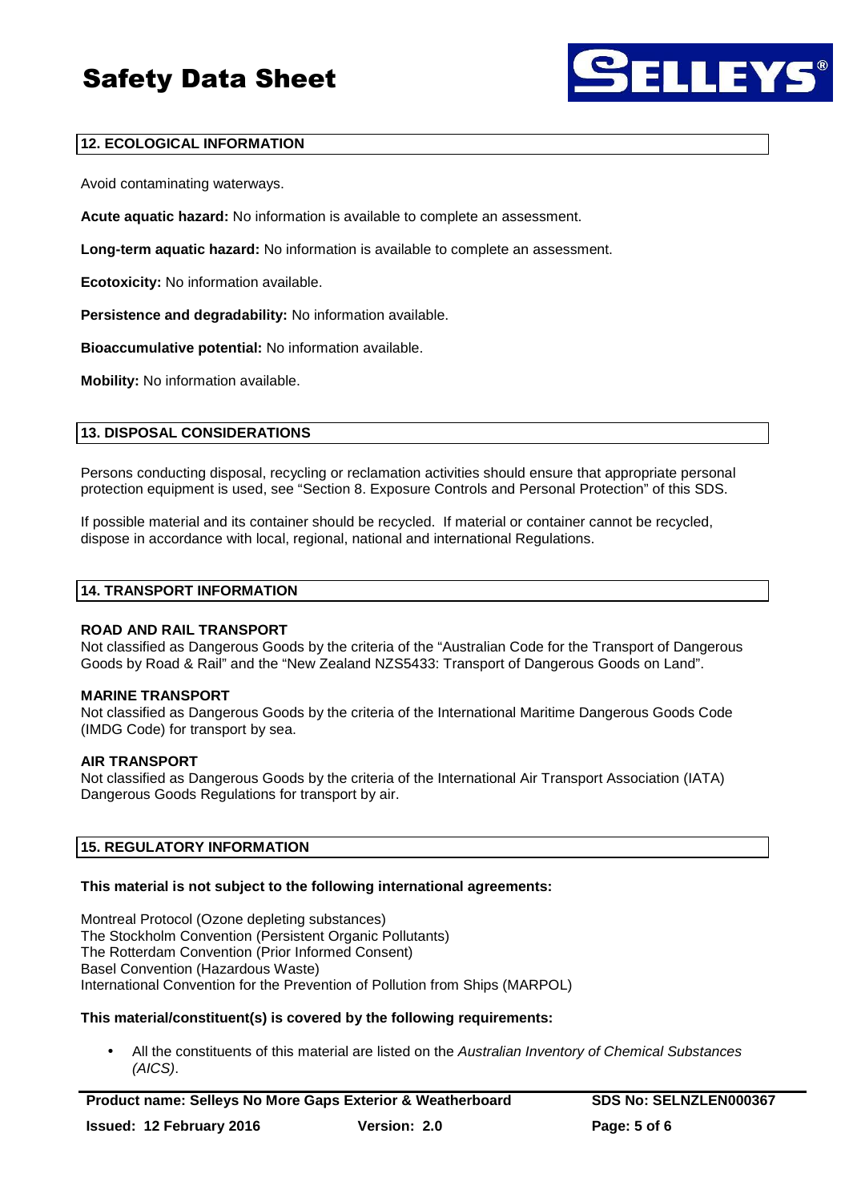## 12. ECOLOGICAL INFORMATION

Avoid contaminating waterways.

**Acute aquatic hazard:** No information is available to complete an assessment.

**Long-term aquatic hazard:** No information is available to complete an assessment.

**Ecotoxicity:** No information available.

**Persistence and degradability:** No information available.

**Bioaccumulative potential:** No information available.

**Mobility:** No information available.

## 13. DISPOSAL CONSIDERATIONS

Persons conducting disposal, recycling or reclamation activities should ensure that appropriate personal protection equipment is used, see "Section 8. Exposure Controls and Personal Protection" of this SDS.

If possible material and its container should be recycled. If material or container cannot be recycled, dispose in accordance with local, regional, national and international Regulations.

## 14. TRANSPORT INFORMATION

**ROAD AND RAIL TRANSPORT**
Not classified as Dangerous Goods by the criteria of the "Australian Code for the Transport of Dangerous Goods by Road & Rail" and the "New Zealand NZS5433: Transport of Dangerous Goods on Land".

**MARINE TRANSPORT**
Not classified as Dangerous Goods by the criteria of the International Maritime Dangerous Goods Code (IMDG Code) for transport by sea.

**AIR TRANSPORT**
Not classified as Dangerous Goods by the criteria of the International Air Transport Association (IATA) Dangerous Goods Regulations for transport by air.

## 15. REGULATORY INFORMATION

**This material is not subject to the following international agreements:**

Montreal Protocol (Ozone depleting substances)
The Stockholm Convention (Persistent Organic Pollutants)
The Rotterdam Convention (Prior Informed Consent)
Basel Convention (Hazardous Waste)
International Convention for the Prevention of Pollution from Ships (MARPOL)

**This material/constituent(s) is covered by the following requirements:**

- All the constituents of this material are listed on the *Australian Inventory of Chemical Substances (AICS)*.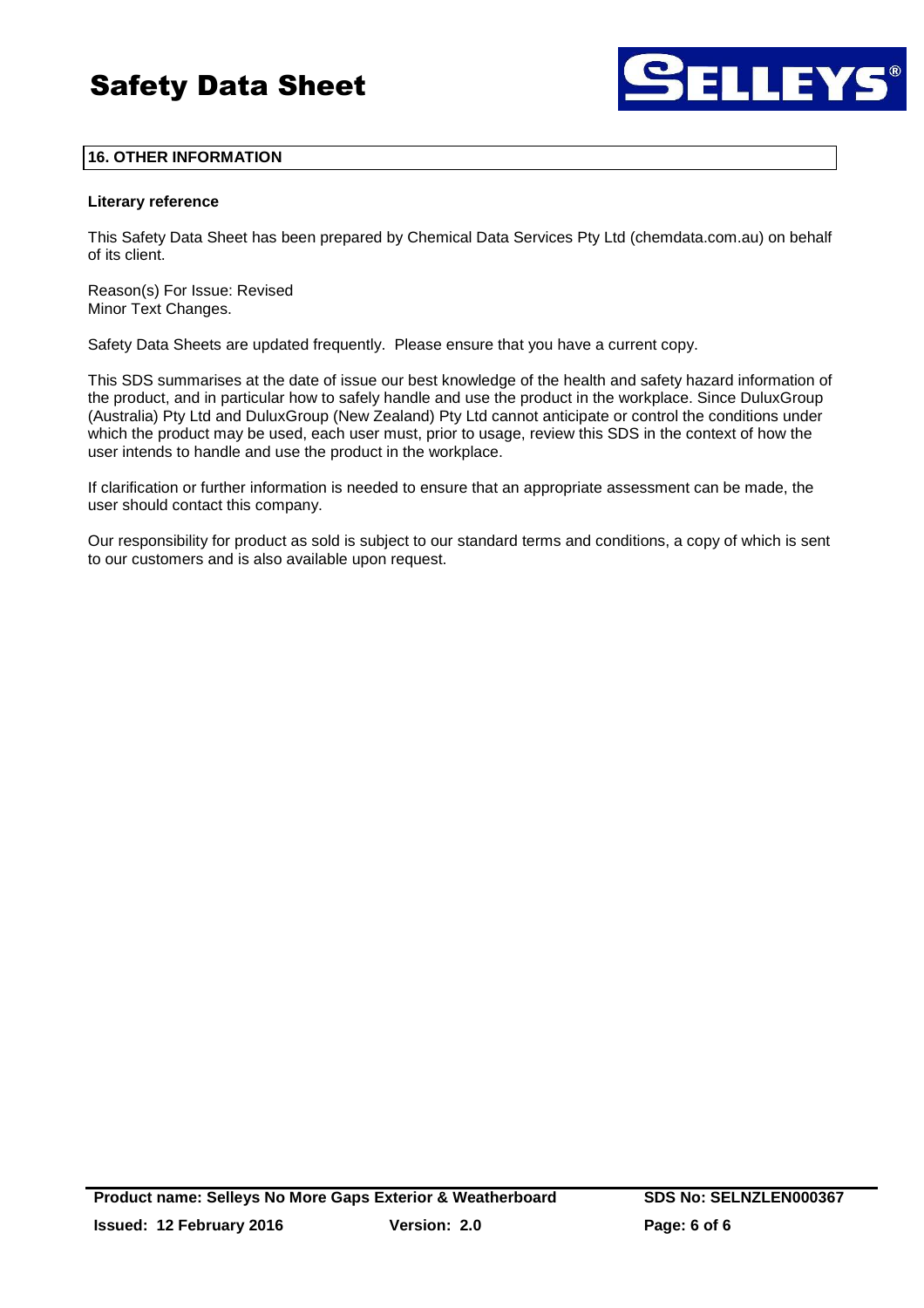## 16. OTHER INFORMATION

**Literary reference**

This Safety Data Sheet has been prepared by Chemical Data Services Pty Ltd (chemdata.com.au) on behalf of its client.

Reason(s) For Issue: Revised
Minor Text Changes.

Safety Data Sheets are updated frequently. Please ensure that you have a current copy.

This SDS summarises at the date of issue our best knowledge of the health and safety hazard information of the product, and in particular how to safely handle and use the product in the workplace. Since DuluxGroup (Australia) Pty Ltd and DuluxGroup (New Zealand) Pty Ltd cannot anticipate or control the conditions under which the product may be used, each user must, prior to usage, review this SDS in the context of how the user intends to handle and use the product in the workplace.

If clarification or further information is needed to ensure that an appropriate assessment can be made, the user should contact this company.

Our responsibility for product as sold is subject to our standard terms and conditions, a copy of which is sent to our customers and is also available upon request.